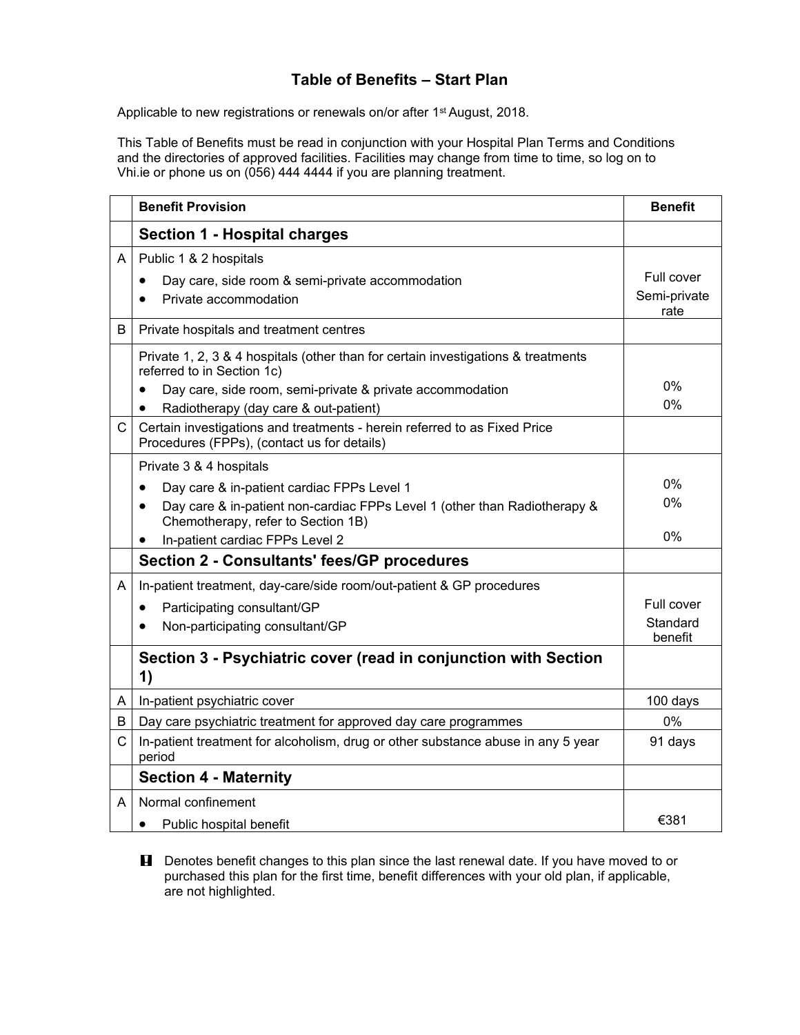# Table of Benefits – Start Plan

Applicable to new registrations or renewals on/or after 1st August, 2018.

This Table of Benefits must be read in conjunction with your Hospital Plan Terms and Conditions and the directories of approved facilities. Facilities may change from time to time, so log on to Vhi.ie or phone us on (056) 444 4444 if you are planning treatment.

| | Benefit Provision | Benefit |
|---|---|---|
| | **Section 1 - Hospital charges** | |
| A | Public 1 & 2 hospitals | |
| | • Day care, side room & semi-private accommodation | Full cover |
| | • Private accommodation | Semi-private rate |
| B | Private hospitals and treatment centres | |
| | Private 1, 2, 3 & 4 hospitals (other than for certain investigations & treatments referred to in Section 1c) | |
| | • Day care, side room, semi-private & private accommodation | 0% |
| | • Radiotherapy (day care & out-patient) | 0% |
| C | Certain investigations and treatments - herein referred to as Fixed Price Procedures (FPPs), (contact us for details) | |
| | Private 3 & 4 hospitals | |
| | • Day care & in-patient cardiac FPPs Level 1 | 0% |
| | • Day care & in-patient non-cardiac FPPs Level 1 (other than Radiotherapy & Chemotherapy, refer to Section 1B) | 0% |
| | • In-patient cardiac FPPs Level 2 | 0% |
| | **Section 2 - Consultants' fees/GP procedures** | |
| A | In-patient treatment, day-care/side room/out-patient & GP procedures | |
| | • Participating consultant/GP | Full cover |
| | • Non-participating consultant/GP | Standard benefit |
| | **Section 3 - Psychiatric cover (read in conjunction with Section 1)** | |
| A | In-patient psychiatric cover | 100 days |
| B | Day care psychiatric treatment for approved day care programmes | 0% |
| C | In-patient treatment for alcoholism, drug or other substance abuse in any 5 year period | 91 days |
| | **Section 4 - Maternity** | |
| A | Normal confinement | |
| | • Public hospital benefit | €381 |

**!** Denotes benefit changes to this plan since the last renewal date. If you have moved to or purchased this plan for the first time, benefit differences with your old plan, if applicable, are not highlighted.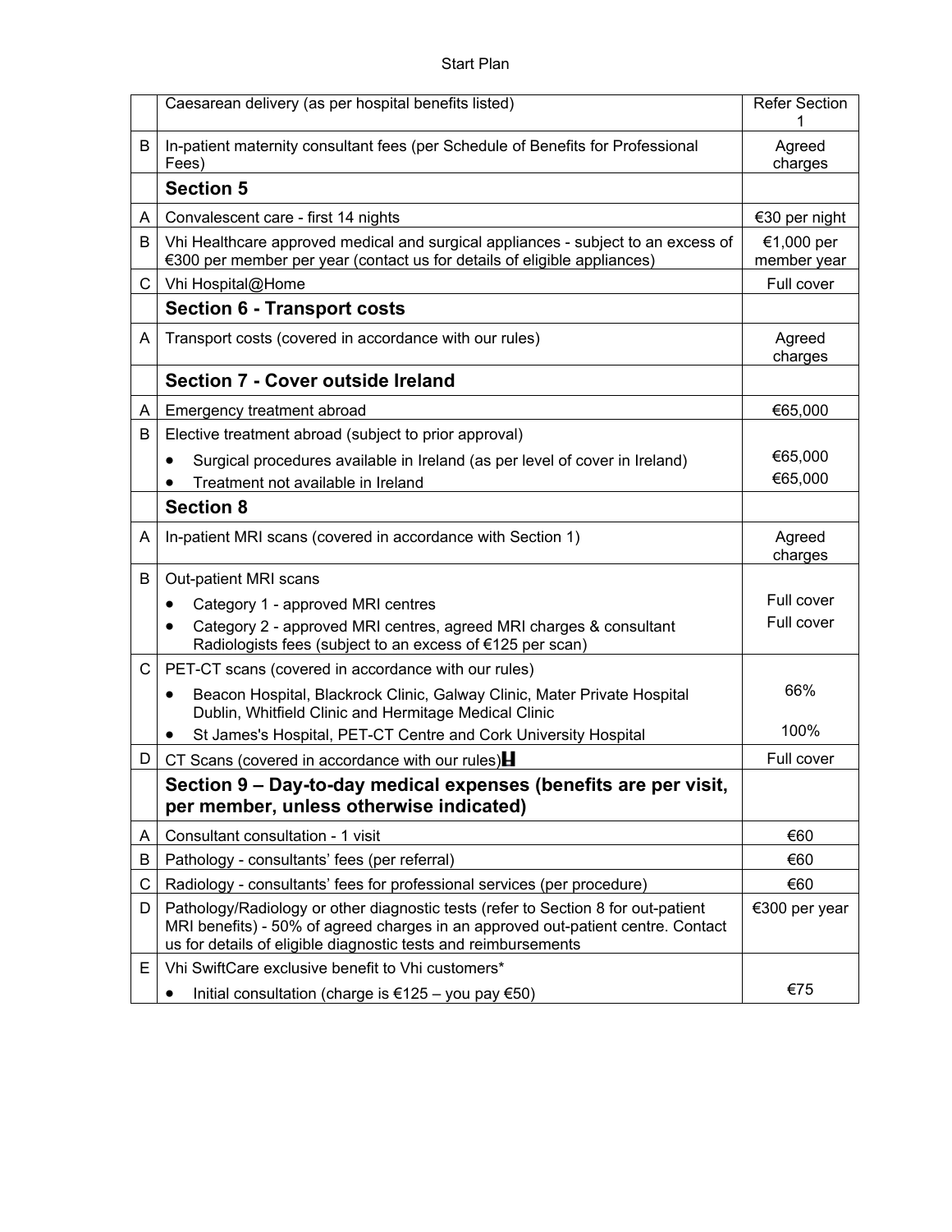|  |  |  |
|---|---|---|
|  | Caesarean delivery (as per hospital benefits listed) | Refer Section 1 |
| B | In-patient maternity consultant fees (per Schedule of Benefits for Professional Fees) | Agreed charges |
|  | **Section 5** |  |
| A | Convalescent care - first 14 nights | €30 per night |
| B | Vhi Healthcare approved medical and surgical appliances - subject to an excess of €300 per member per year (contact us for details of eligible appliances) | €1,000 per member year |
| C | Vhi Hospital@Home | Full cover |
|  | **Section 6 - Transport costs** |  |
| A | Transport costs (covered in accordance with our rules) | Agreed charges |
|  | **Section 7 - Cover outside Ireland** |  |
| A | Emergency treatment abroad | €65,000 |
| B | Elective treatment abroad (subject to prior approval)<br>• Surgical procedures available in Ireland (as per level of cover in Ireland)<br>• Treatment not available in Ireland | <br>€65,000<br>€65,000 |
|  | **Section 8** |  |
| A | In-patient MRI scans (covered in accordance with Section 1) | Agreed charges |
| B | Out-patient MRI scans<br>• Category 1 - approved MRI centres<br>• Category 2 - approved MRI centres, agreed MRI charges & consultant Radiologists fees (subject to an excess of €125 per scan) | <br>Full cover<br>Full cover |
| C | PET-CT scans (covered in accordance with our rules)<br>• Beacon Hospital, Blackrock Clinic, Galway Clinic, Mater Private Hospital Dublin, Whitfield Clinic and Hermitage Medical Clinic<br>• St James's Hospital, PET-CT Centre and Cork University Hospital | <br>66%<br>100% |
| D | CT Scans (covered in accordance with our rules) | Full cover |
|  | **Section 9 – Day-to-day medical expenses (benefits are per visit, per member, unless otherwise indicated)** |  |
| A | Consultant consultation - 1 visit | €60 |
| B | Pathology - consultants' fees (per referral) | €60 |
| C | Radiology - consultants' fees for professional services (per procedure) | €60 |
| D | Pathology/Radiology or other diagnostic tests (refer to Section 8 for out-patient MRI benefits) - 50% of agreed charges in an approved out-patient centre. Contact us for details of eligible diagnostic tests and reimbursements | €300 per year |
| E | Vhi SwiftCare exclusive benefit to Vhi customers*<br>• Initial consultation (charge is €125 – you pay €50) | <br>€75 |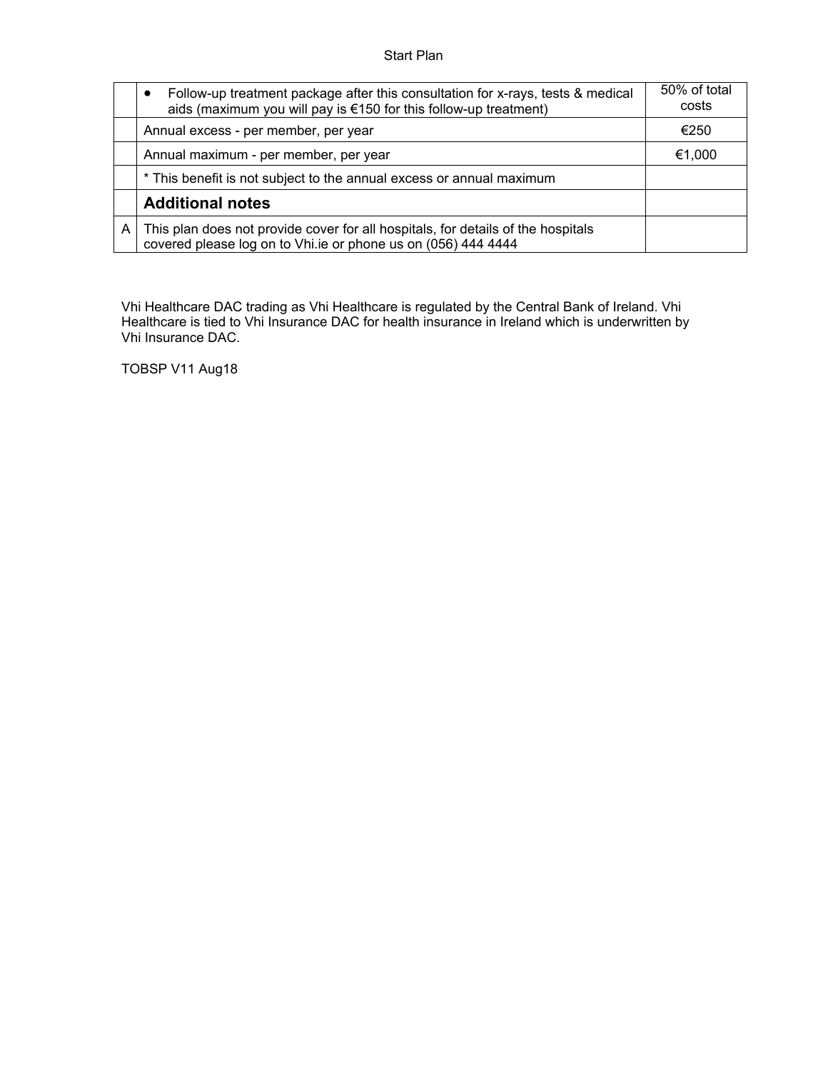| | | |
|---|---|---|
| | • Follow-up treatment package after this consultation for x-rays, tests & medical aids (maximum you will pay is €150 for this follow-up treatment) | 50% of total costs |
| | Annual excess - per member, per year | €250 |
| | Annual maximum - per member, per year | €1,000 |
| | * This benefit is not subject to the annual excess or annual maximum | |
| | **Additional notes** | |
| A | This plan does not provide cover for all hospitals, for details of the hospitals covered please log on to Vhi.ie or phone us on (056) 444 4444 | |

Vhi Healthcare DAC trading as Vhi Healthcare is regulated by the Central Bank of Ireland. Vhi Healthcare is tied to Vhi Insurance DAC for health insurance in Ireland which is underwritten by Vhi Insurance DAC.

TOBSP V11 Aug18